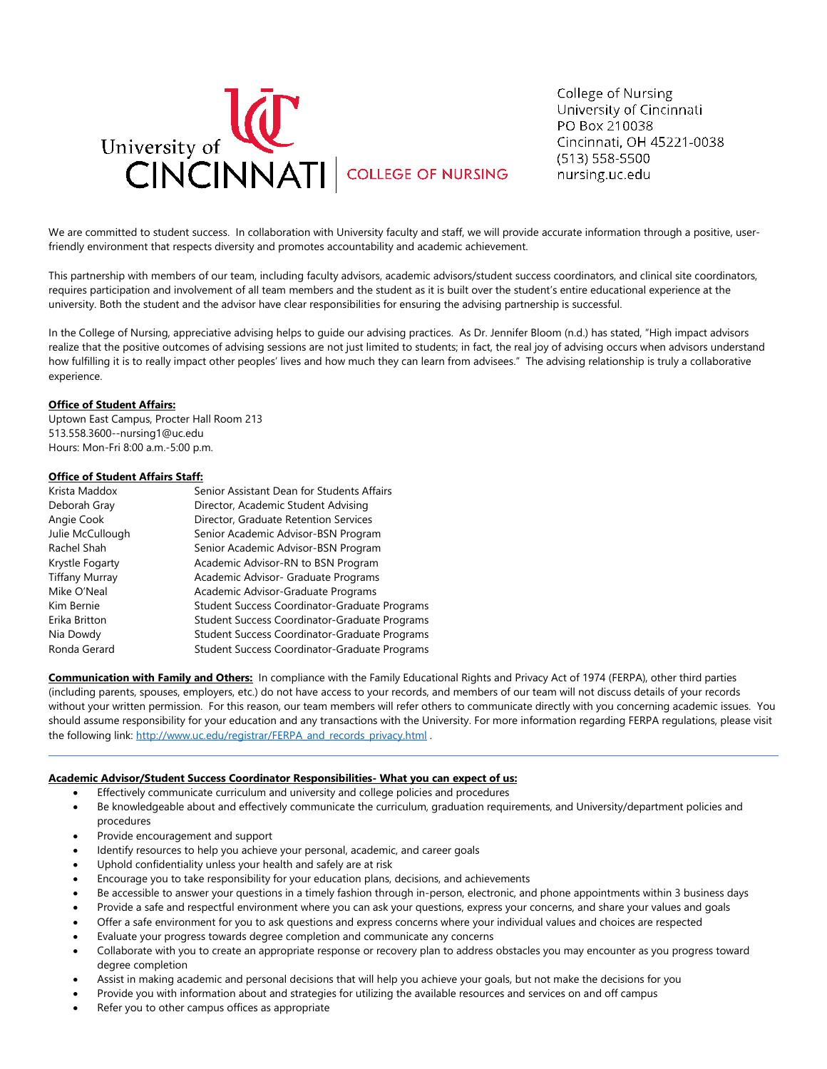University of CINCINNATI | COLLEGE OF NURSING

College of Nursing
University of Cincinnati
PO Box 210038
Cincinnati, OH 45221-0038
(513) 558-5500
nursing.uc.edu

We are committed to student success. In collaboration with University faculty and staff, we will provide accurate information through a positive, user-friendly environment that respects diversity and promotes accountability and academic achievement.

This partnership with members of our team, including faculty advisors, academic advisors/student success coordinators, and clinical site coordinators, requires participation and involvement of all team members and the student as it is built over the student's entire educational experience at the university. Both the student and the advisor have clear responsibilities for ensuring the advising partnership is successful.

In the College of Nursing, appreciative advising helps to guide our advising practices. As Dr. Jennifer Bloom (n.d.) has stated, "High impact advisors realize that the positive outcomes of advising sessions are not just limited to students; in fact, the real joy of advising occurs when advisors understand how fulfilling it is to really impact other peoples' lives and how much they can learn from advisees." The advising relationship is truly a collaborative experience.

**Office of Student Affairs:**
Uptown East Campus, Procter Hall Room 213
513.558.3600--nursing1@uc.edu
Hours: Mon-Fri 8:00 a.m.-5:00 p.m.

**Office of Student Affairs Staff:**

| | |
|---|---|
| Krista Maddox | Senior Assistant Dean for Students Affairs |
| Deborah Gray | Director, Academic Student Advising |
| Angie Cook | Director, Graduate Retention Services |
| Julie McCullough | Senior Academic Advisor-BSN Program |
| Rachel Shah | Senior Academic Advisor-BSN Program |
| Krystle Fogarty | Academic Advisor-RN to BSN Program |
| Tiffany Murray | Academic Advisor- Graduate Programs |
| Mike O'Neal | Academic Advisor-Graduate Programs |
| Kim Bernie | Student Success Coordinator-Graduate Programs |
| Erika Britton | Student Success Coordinator-Graduate Programs |
| Nia Dowdy | Student Success Coordinator-Graduate Programs |
| Ronda Gerard | Student Success Coordinator-Graduate Programs |

**Communication with Family and Others:** In compliance with the Family Educational Rights and Privacy Act of 1974 (FERPA), other third parties (including parents, spouses, employers, etc.) do not have access to your records, and members of our team will not discuss details of your records without your written permission. For this reason, our team members will refer others to communicate directly with you concerning academic issues. You should assume responsibility for your education and any transactions with the University. For more information regarding FERPA regulations, please visit the following link: http://www.uc.edu/registrar/FERPA_and_records_privacy.html .

---

**Academic Advisor/Student Success Coordinator Responsibilities- What you can expect of us:**

- Effectively communicate curriculum and university and college policies and procedures
- Be knowledgeable about and effectively communicate the curriculum, graduation requirements, and University/department policies and procedures
- Provide encouragement and support
- Identify resources to help you achieve your personal, academic, and career goals
- Uphold confidentiality unless your health and safely are at risk
- Encourage you to take responsibility for your education plans, decisions, and achievements
- Be accessible to answer your questions in a timely fashion through in-person, electronic, and phone appointments within 3 business days
- Provide a safe and respectful environment where you can ask your questions, express your concerns, and share your values and goals
- Offer a safe environment for you to ask questions and express concerns where your individual values and choices are respected
- Evaluate your progress towards degree completion and communicate any concerns
- Collaborate with you to create an appropriate response or recovery plan to address obstacles you may encounter as you progress toward degree completion
- Assist in making academic and personal decisions that will help you achieve your goals, but not make the decisions for you
- Provide you with information about and strategies for utilizing the available resources and services on and off campus
- Refer you to other campus offices as appropriate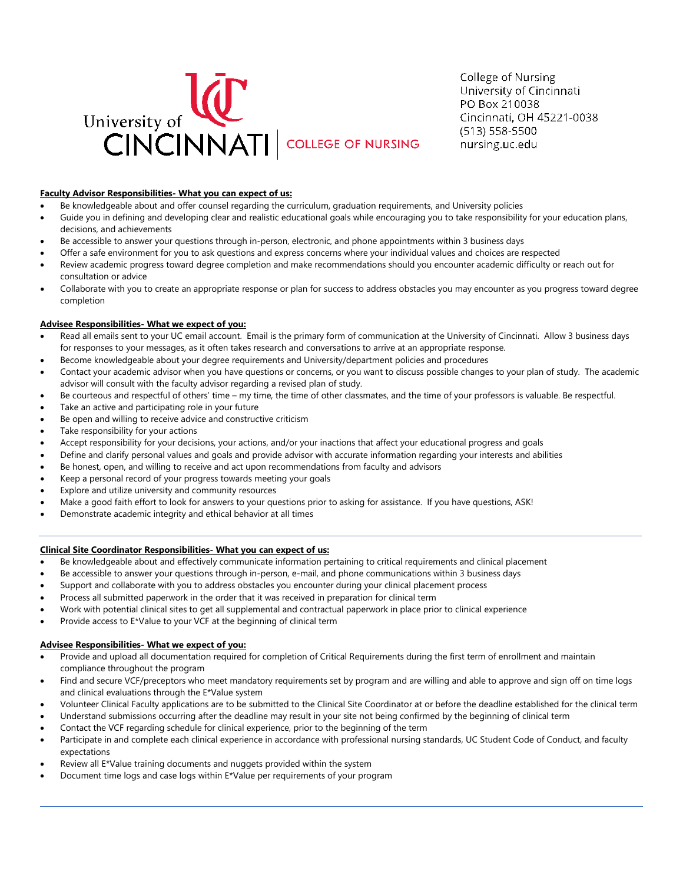University of CINCINNATI | COLLEGE OF NURSING

College of Nursing
University of Cincinnati
PO Box 210038
Cincinnati, OH 45221-0038
(513) 558-5500
nursing.uc.edu

**Faculty Advisor Responsibilities- What you can expect of us:**

- Be knowledgeable about and offer counsel regarding the curriculum, graduation requirements, and University policies
- Guide you in defining and developing clear and realistic educational goals while encouraging you to take responsibility for your education plans, decisions, and achievements
- Be accessible to answer your questions through in-person, electronic, and phone appointments within 3 business days
- Offer a safe environment for you to ask questions and express concerns where your individual values and choices are respected
- Review academic progress toward degree completion and make recommendations should you encounter academic difficulty or reach out for consultation or advice
- Collaborate with you to create an appropriate response or plan for success to address obstacles you may encounter as you progress toward degree completion

**Advisee Responsibilities- What we expect of you:**

- Read all emails sent to your UC email account. Email is the primary form of communication at the University of Cincinnati. Allow 3 business days for responses to your messages, as it often takes research and conversations to arrive at an appropriate response.
- Become knowledgeable about your degree requirements and University/department policies and procedures
- Contact your academic advisor when you have questions or concerns, or you want to discuss possible changes to your plan of study. The academic advisor will consult with the faculty advisor regarding a revised plan of study.
- Be courteous and respectful of others' time – my time, the time of other classmates, and the time of your professors is valuable. Be respectful.
- Take an active and participating role in your future
- Be open and willing to receive advice and constructive criticism
- Take responsibility for your actions
- Accept responsibility for your decisions, your actions, and/or your inactions that affect your educational progress and goals
- Define and clarify personal values and goals and provide advisor with accurate information regarding your interests and abilities
- Be honest, open, and willing to receive and act upon recommendations from faculty and advisors
- Keep a personal record of your progress towards meeting your goals
- Explore and utilize university and community resources
- Make a good faith effort to look for answers to your questions prior to asking for assistance. If you have questions, ASK!
- Demonstrate academic integrity and ethical behavior at all times

---

**Clinical Site Coordinator Responsibilities- What you can expect of us:**

- Be knowledgeable about and effectively communicate information pertaining to critical requirements and clinical placement
- Be accessible to answer your questions through in-person, e-mail, and phone communications within 3 business days
- Support and collaborate with you to address obstacles you encounter during your clinical placement process
- Process all submitted paperwork in the order that it was received in preparation for clinical term
- Work with potential clinical sites to get all supplemental and contractual paperwork in place prior to clinical experience
- Provide access to E*Value to your VCF at the beginning of clinical term

**Advisee Responsibilities- What we expect of you:**

- Provide and upload all documentation required for completion of Critical Requirements during the first term of enrollment and maintain compliance throughout the program
- Find and secure VCF/preceptors who meet mandatory requirements set by program and are willing and able to approve and sign off on time logs and clinical evaluations through the E*Value system
- Volunteer Clinical Faculty applications are to be submitted to the Clinical Site Coordinator at or before the deadline established for the clinical term
- Understand submissions occurring after the deadline may result in your site not being confirmed by the beginning of clinical term
- Contact the VCF regarding schedule for clinical experience, prior to the beginning of the term
- Participate in and complete each clinical experience in accordance with professional nursing standards, UC Student Code of Conduct, and faculty expectations
- Review all E*Value training documents and nuggets provided within the system
- Document time logs and case logs within E*Value per requirements of your program

---